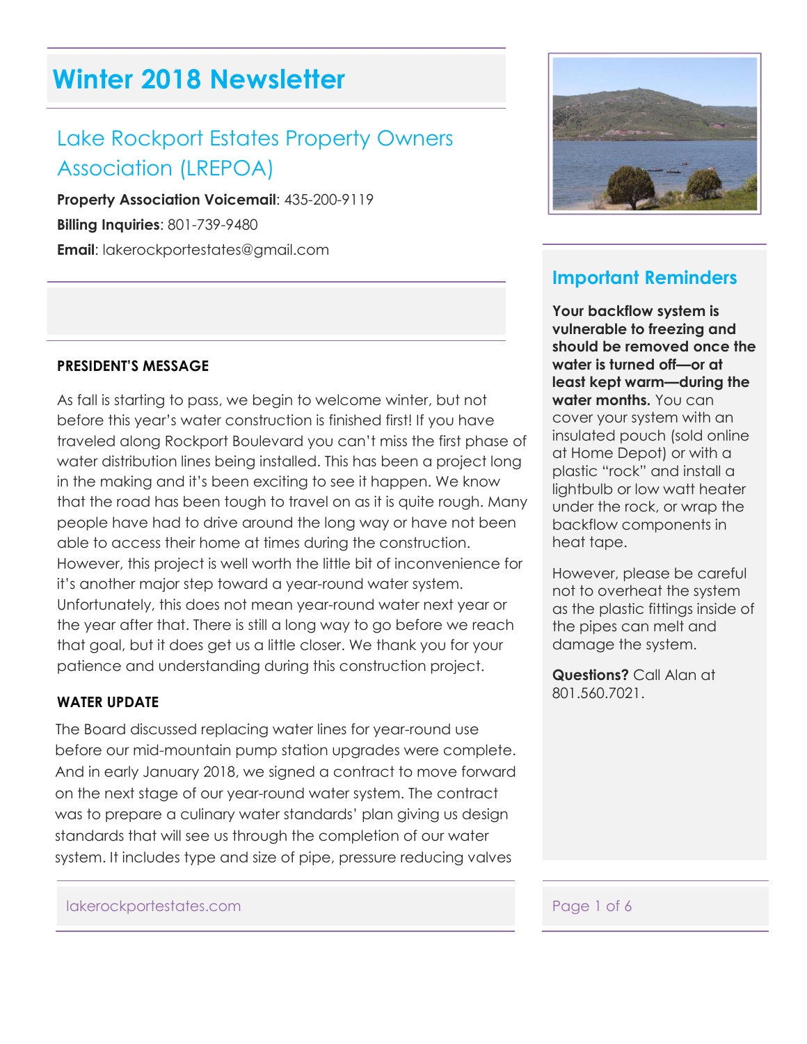# Winter 2018 Newsletter

## Lake Rockport Estates Property Owners Association (LREPOA)

**Property Association Voicemail**: 435-200-9119

**Billing Inquiries**: 801-739-9480

**Email**: lakerockportestates@gmail.com

### PRESIDENT'S MESSAGE

As fall is starting to pass, we begin to welcome winter, but not before this year's water construction is finished first! If you have traveled along Rockport Boulevard you can't miss the first phase of water distribution lines being installed. This has been a project long in the making and it's been exciting to see it happen. We know that the road has been tough to travel on as it is quite rough. Many people have had to drive around the long way or have not been able to access their home at times during the construction. However, this project is well worth the little bit of inconvenience for it's another major step toward a year-round water system. Unfortunately, this does not mean year-round water next year or the year after that. There is still a long way to go before we reach that goal, but it does get us a little closer. We thank you for your patience and understanding during this construction project.

### WATER UPDATE

The Board discussed replacing water lines for year-round use before our mid-mountain pump station upgrades were complete. And in early January 2018, we signed a contract to move forward on the next stage of our year-round water system. The contract was to prepare a culinary water standards' plan giving us design standards that will see us through the completion of our water system. It includes type and size of pipe, pressure reducing valves

## Important Reminders

**Your backflow system is vulnerable to freezing and should be removed once the water is turned off—or at least kept warm—during the water months.** You can cover your system with an insulated pouch (sold online at Home Depot) or with a plastic "rock" and install a lightbulb or low watt heater under the rock, or wrap the backflow components in heat tape.

However, please be careful not to overheat the system as the plastic fittings inside of the pipes can melt and damage the system.

**Questions?** Call Alan at 801.560.7021.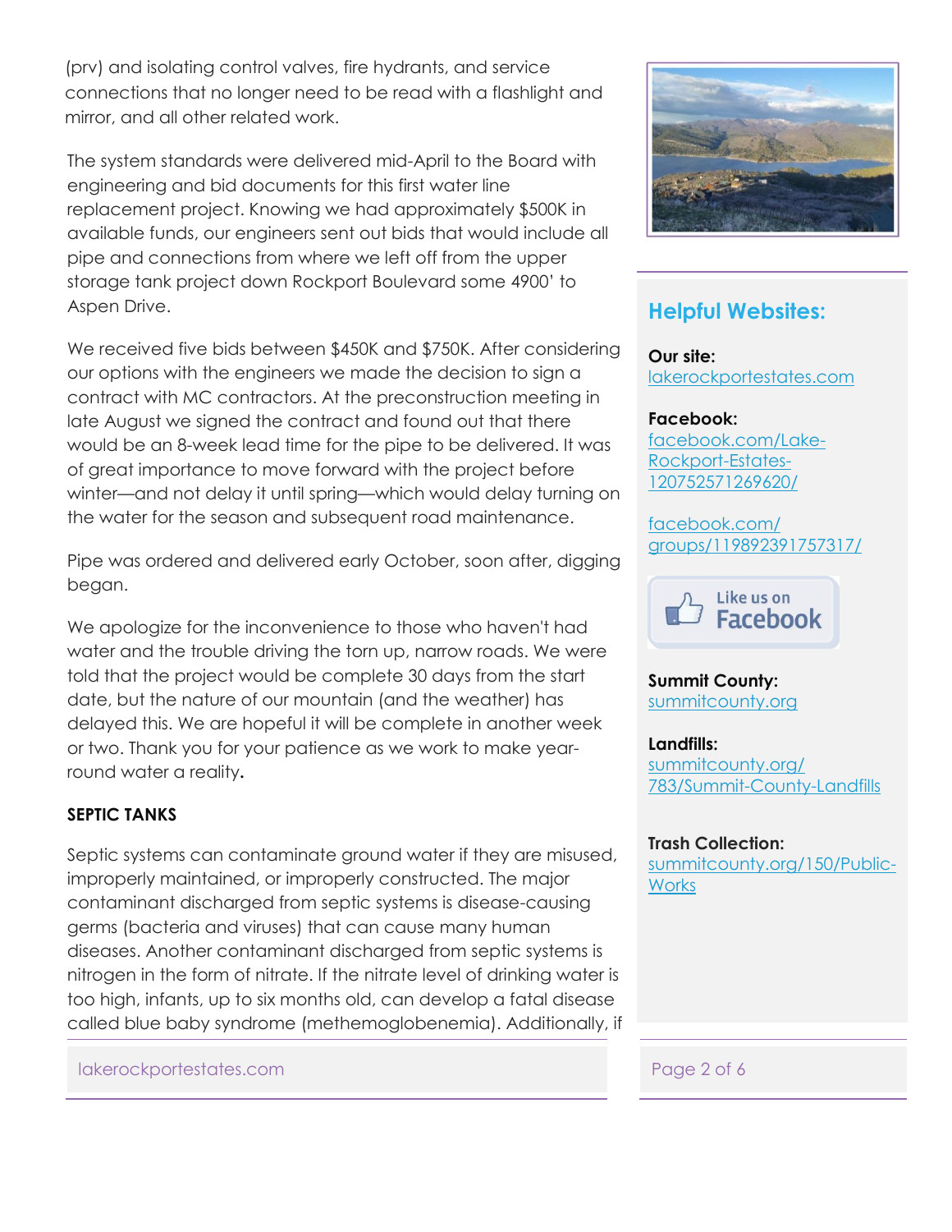(prv) and isolating control valves, fire hydrants, and service connections that no longer need to be read with a flashlight and mirror, and all other related work.

The system standards were delivered mid-April to the Board with engineering and bid documents for this first water line replacement project. Knowing we had approximately $500K in available funds, our engineers sent out bids that would include all pipe and connections from where we left off from the upper storage tank project down Rockport Boulevard some 4900' to Aspen Drive.

We received five bids between $450K and $750K. After considering our options with the engineers we made the decision to sign a contract with MC contractors. At the preconstruction meeting in late August we signed the contract and found out that there would be an 8-week lead time for the pipe to be delivered. It was of great importance to move forward with the project before winter—and not delay it until spring—which would delay turning on the water for the season and subsequent road maintenance.

Pipe was ordered and delivered early October, soon after, digging began.

We apologize for the inconvenience to those who haven't had water and the trouble driving the torn up, narrow roads. We were told that the project would be complete 30 days from the start date, but the nature of our mountain (and the weather) has delayed this. We are hopeful it will be complete in another week or two. Thank you for your patience as we work to make year-round water a reality**.**

**SEPTIC TANKS**

Septic systems can contaminate ground water if they are misused, improperly maintained, or improperly constructed. The major contaminant discharged from septic systems is disease-causing germs (bacteria and viruses) that can cause many human diseases. Another contaminant discharged from septic systems is nitrogen in the form of nitrate. If the nitrate level of drinking water is too high, infants, up to six months old, can develop a fatal disease called blue baby syndrome (methemoglobenemia). Additionally, if

## Helpful Websites:

**Our site:**
lakerockportestates.com

**Facebook:**
facebook.com/Lake-Rockport-Estates-120752571269620/

facebook.com/groups/119892391757317/

Like us on Facebook

**Summit County:**
summitcounty.org

**Landfills:**
summitcounty.org/783/Summit-County-Landfills

**Trash Collection:**
summitcounty.org/150/Public-Works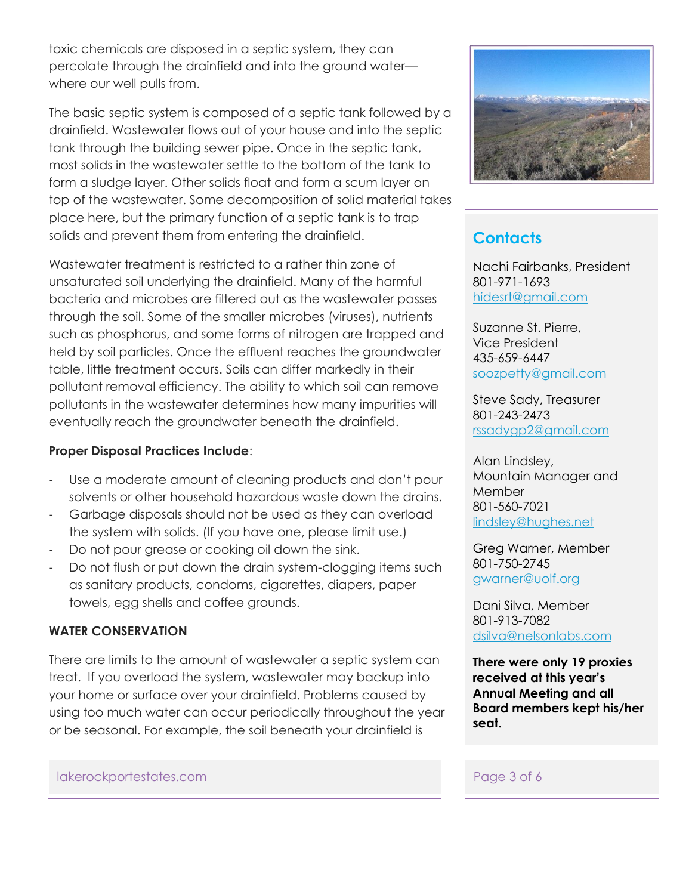toxic chemicals are disposed in a septic system, they can percolate through the drainfield and into the ground water—where our well pulls from.

The basic septic system is composed of a septic tank followed by a drainfield. Wastewater flows out of your house and into the septic tank through the building sewer pipe. Once in the septic tank, most solids in the wastewater settle to the bottom of the tank to form a sludge layer. Other solids float and form a scum layer on top of the wastewater. Some decomposition of solid material takes place here, but the primary function of a septic tank is to trap solids and prevent them from entering the drainfield.

Wastewater treatment is restricted to a rather thin zone of unsaturated soil underlying the drainfield. Many of the harmful bacteria and microbes are filtered out as the wastewater passes through the soil. Some of the smaller microbes (viruses), nutrients such as phosphorus, and some forms of nitrogen are trapped and held by soil particles. Once the effluent reaches the groundwater table, little treatment occurs. Soils can differ markedly in their pollutant removal efficiency. The ability to which soil can remove pollutants in the wastewater determines how many impurities will eventually reach the groundwater beneath the drainfield.

**Proper Disposal Practices Include**:

- Use a moderate amount of cleaning products and don't pour solvents or other household hazardous waste down the drains.
- Garbage disposals should not be used as they can overload the system with solids. (If you have one, please limit use.)
- Do not pour grease or cooking oil down the sink.
- Do not flush or put down the drain system-clogging items such as sanitary products, condoms, cigarettes, diapers, paper towels, egg shells and coffee grounds.

**WATER CONSERVATION**

There are limits to the amount of wastewater a septic system can treat. If you overload the system, wastewater may backup into your home or surface over your drainfield. Problems caused by using too much water can occur periodically throughout the year or be seasonal. For example, the soil beneath your drainfield is

## Contacts

Nachi Fairbanks, President
801-971-1693
hidesrt@gmail.com

Suzanne St. Pierre,
Vice President
435-659-6447
soozpetty@gmail.com

Steve Sady, Treasurer
801-243-2473
rssadygp2@gmail.com

Alan Lindsley,
Mountain Manager and Member
801-560-7021
lindsley@hughes.net

Greg Warner, Member
801-750-2745
gwarner@uolf.org

Dani Silva, Member
801-913-7082
dsilva@nelsonlabs.com

**There were only 19 proxies received at this year's Annual Meeting and all Board members kept his/her seat.**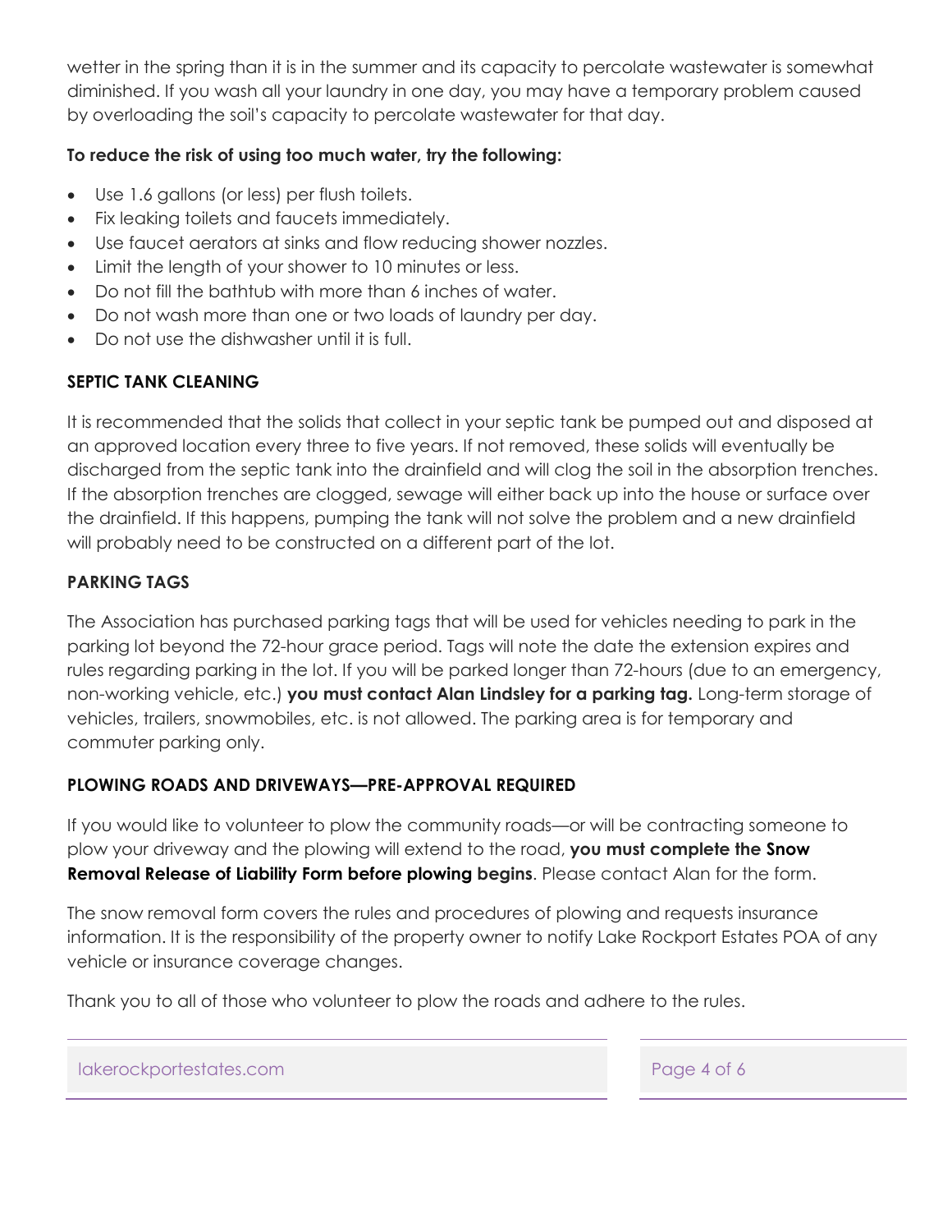wetter in the spring than it is in the summer and its capacity to percolate wastewater is somewhat diminished. If you wash all your laundry in one day, you may have a temporary problem caused by overloading the soil's capacity to percolate wastewater for that day.

**To reduce the risk of using too much water, try the following:**

- Use 1.6 gallons (or less) per flush toilets.
- Fix leaking toilets and faucets immediately.
- Use faucet aerators at sinks and flow reducing shower nozzles.
- Limit the length of your shower to 10 minutes or less.
- Do not fill the bathtub with more than 6 inches of water.
- Do not wash more than one or two loads of laundry per day.
- Do not use the dishwasher until it is full.

### SEPTIC TANK CLEANING

It is recommended that the solids that collect in your septic tank be pumped out and disposed at an approved location every three to five years. If not removed, these solids will eventually be discharged from the septic tank into the drainfield and will clog the soil in the absorption trenches. If the absorption trenches are clogged, sewage will either back up into the house or surface over the drainfield. If this happens, pumping the tank will not solve the problem and a new drainfield will probably need to be constructed on a different part of the lot.

### PARKING TAGS

The Association has purchased parking tags that will be used for vehicles needing to park in the parking lot beyond the 72-hour grace period. Tags will note the date the extension expires and rules regarding parking in the lot. If you will be parked longer than 72-hours (due to an emergency, non-working vehicle, etc.) **you must contact Alan Lindsley for a parking tag.** Long-term storage of vehicles, trailers, snowmobiles, etc. is not allowed. The parking area is for temporary and commuter parking only.

### PLOWING ROADS AND DRIVEWAYS—PRE-APPROVAL REQUIRED

If you would like to volunteer to plow the community roads—or will be contracting someone to plow your driveway and the plowing will extend to the road, **you must complete the Snow Removal Release of Liability Form before plowing begins**. Please contact Alan for the form.

The snow removal form covers the rules and procedures of plowing and requests insurance information. It is the responsibility of the property owner to notify Lake Rockport Estates POA of any vehicle or insurance coverage changes.

Thank you to all of those who volunteer to plow the roads and adhere to the rules.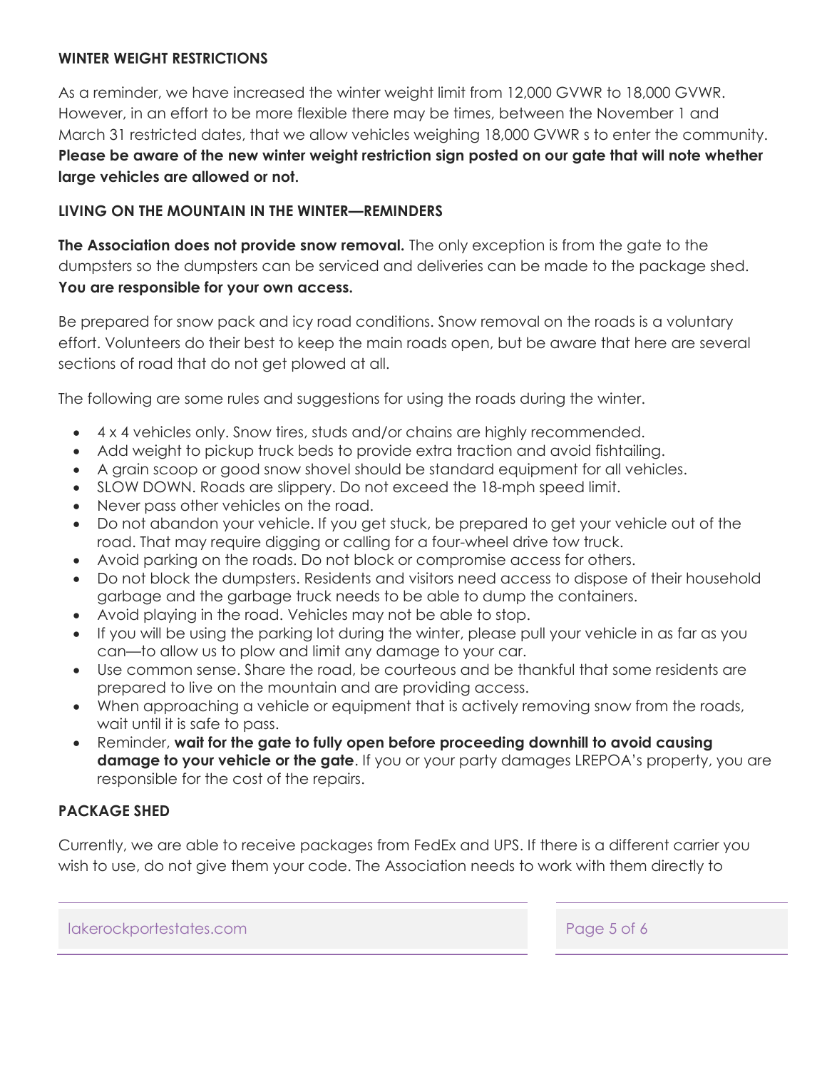## WINTER WEIGHT RESTRICTIONS

As a reminder, we have increased the winter weight limit from 12,000 GVWR to 18,000 GVWR. However, in an effort to be more flexible there may be times, between the November 1 and March 31 restricted dates, that we allow vehicles weighing 18,000 GVWR s to enter the community. **Please be aware of the new winter weight restriction sign posted on our gate that will note whether large vehicles are allowed or not.**

## LIVING ON THE MOUNTAIN IN THE WINTER—REMINDERS

**The Association does not provide snow removal.** The only exception is from the gate to the dumpsters so the dumpsters can be serviced and deliveries can be made to the package shed. **You are responsible for your own access.**

Be prepared for snow pack and icy road conditions. Snow removal on the roads is a voluntary effort. Volunteers do their best to keep the main roads open, but be aware that here are several sections of road that do not get plowed at all.

The following are some rules and suggestions for using the roads during the winter.

- 4 x 4 vehicles only. Snow tires, studs and/or chains are highly recommended.
- Add weight to pickup truck beds to provide extra traction and avoid fishtailing.
- A grain scoop or good snow shovel should be standard equipment for all vehicles.
- SLOW DOWN. Roads are slippery. Do not exceed the 18-mph speed limit.
- Never pass other vehicles on the road.
- Do not abandon your vehicle. If you get stuck, be prepared to get your vehicle out of the road. That may require digging or calling for a four-wheel drive tow truck.
- Avoid parking on the roads. Do not block or compromise access for others.
- Do not block the dumpsters. Residents and visitors need access to dispose of their household garbage and the garbage truck needs to be able to dump the containers.
- Avoid playing in the road. Vehicles may not be able to stop.
- If you will be using the parking lot during the winter, please pull your vehicle in as far as you can—to allow us to plow and limit any damage to your car.
- Use common sense. Share the road, be courteous and be thankful that some residents are prepared to live on the mountain and are providing access.
- When approaching a vehicle or equipment that is actively removing snow from the roads, wait until it is safe to pass.
- Reminder, **wait for the gate to fully open before proceeding downhill to avoid causing damage to your vehicle or the gate**. If you or your party damages LREPOA's property, you are responsible for the cost of the repairs.

## PACKAGE SHED

Currently, we are able to receive packages from FedEx and UPS. If there is a different carrier you wish to use, do not give them your code. The Association needs to work with them directly to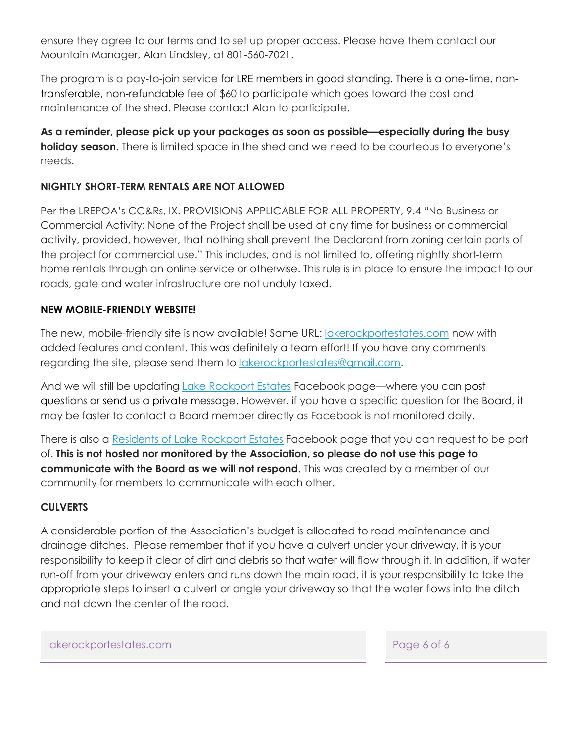ensure they agree to our terms and to set up proper access. Please have them contact our Mountain Manager, Alan Lindsley, at 801-560-7021.

The program is a pay-to-join service for LRE members in good standing. There is a one-time, non-transferable, non-refundable fee of $60 to participate which goes toward the cost and maintenance of the shed. Please contact Alan to participate.

**As a reminder, please pick up your packages as soon as possible—especially during the busy holiday season.** There is limited space in the shed and we need to be courteous to everyone's needs.

**NIGHTLY SHORT-TERM RENTALS ARE NOT ALLOWED**

Per the LREPOA's CC&Rs, IX. PROVISIONS APPLICABLE FOR ALL PROPERTY, 9.4 "No Business or Commercial Activity: None of the Project shall be used at any time for business or commercial activity, provided, however, that nothing shall prevent the Declarant from zoning certain parts of the project for commercial use." This includes, and is not limited to, offering nightly short-term home rentals through an online service or otherwise. This rule is in place to ensure the impact to our roads, gate and water infrastructure are not unduly taxed.

**NEW MOBILE-FRIENDLY WEBSITE!**

The new, mobile-friendly site is now available! Same URL: lakerockportestates.com now with added features and content. This was definitely a team effort! If you have any comments regarding the site, please send them to lakerockportestates@gmail.com.

And we will still be updating Lake Rockport Estates Facebook page—where you can post questions or send us a private message. However, if you have a specific question for the Board, it may be faster to contact a Board member directly as Facebook is not monitored daily.

There is also a Residents of Lake Rockport Estates Facebook page that you can request to be part of. **This is not hosted nor monitored by the Association, so please do not use this page to communicate with the Board as we will not respond.** This was created by a member of our community for members to communicate with each other.

**CULVERTS**

A considerable portion of the Association's budget is allocated to road maintenance and drainage ditches. Please remember that if you have a culvert under your driveway, it is your responsibility to keep it clear of dirt and debris so that water will flow through it. In addition, if water run-off from your driveway enters and runs down the main road, it is your responsibility to take the appropriate steps to insert a culvert or angle your driveway so that the water flows into the ditch and not down the center of the road.